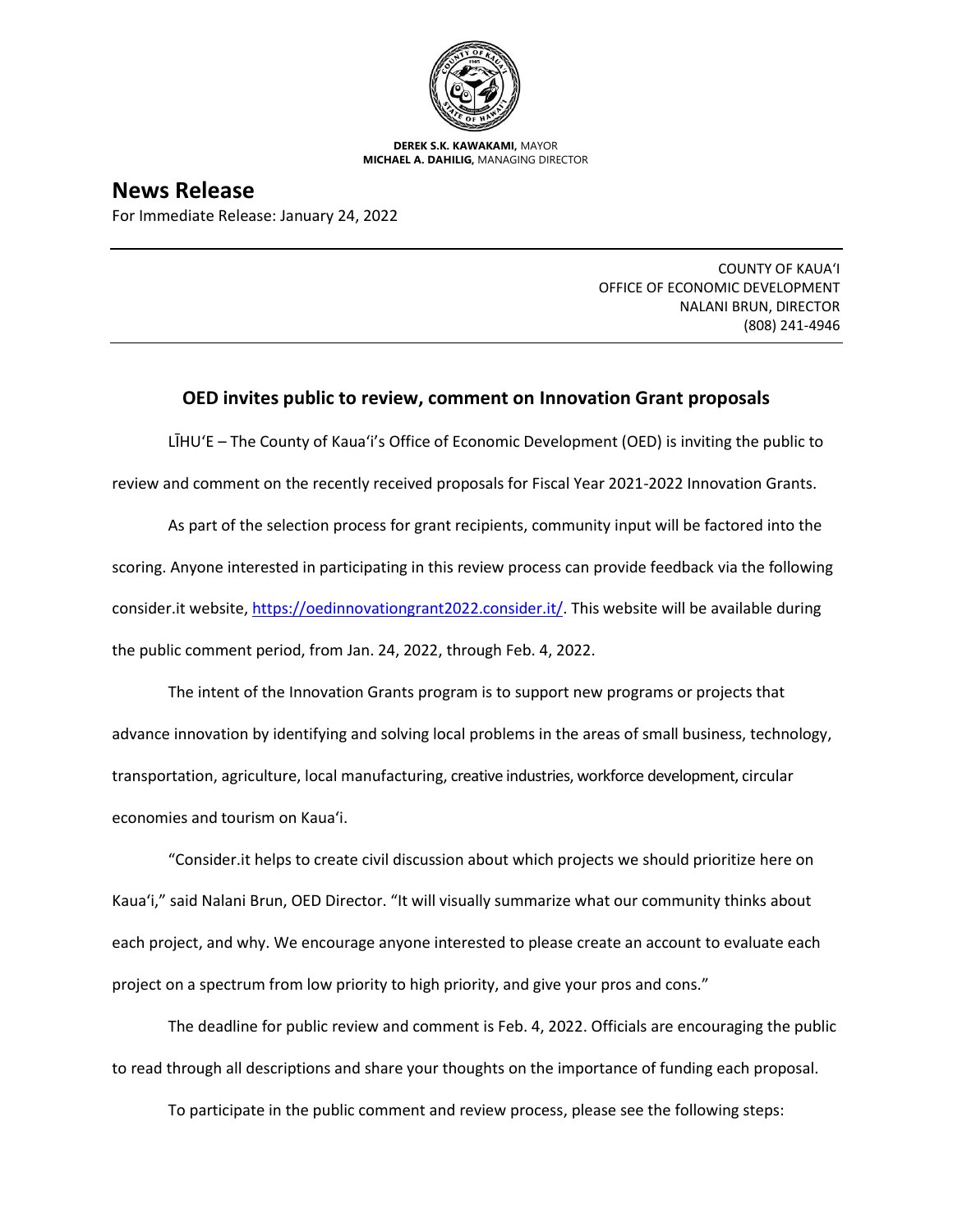**DEREK S.K. KAWAKAMI,** MAYOR
**MICHAEL A. DAHILIG,** MANAGING DIRECTOR

# News Release

For Immediate Release: January 24, 2022

COUNTY OF KAUAʻI
OFFICE OF ECONOMIC DEVELOPMENT
NALANI BRUN, DIRECTOR
(808) 241-4946

## OED invites public to review, comment on Innovation Grant proposals

LĪHUʻE – The County of Kauaʻi's Office of Economic Development (OED) is inviting the public to review and comment on the recently received proposals for Fiscal Year 2021-2022 Innovation Grants.

As part of the selection process for grant recipients, community input will be factored into the scoring. Anyone interested in participating in this review process can provide feedback via the following consider.it website, https://oedinnovationgrant2022.consider.it/. This website will be available during the public comment period, from Jan. 24, 2022, through Feb. 4, 2022.

The intent of the Innovation Grants program is to support new programs or projects that advance innovation by identifying and solving local problems in the areas of small business, technology, transportation, agriculture, local manufacturing, creative industries, workforce development, circular economies and tourism on Kauaʻi.

"Consider.it helps to create civil discussion about which projects we should prioritize here on Kauaʻi," said Nalani Brun, OED Director. "It will visually summarize what our community thinks about each project, and why. We encourage anyone interested to please create an account to evaluate each project on a spectrum from low priority to high priority, and give your pros and cons."

The deadline for public review and comment is Feb. 4, 2022. Officials are encouraging the public to read through all descriptions and share your thoughts on the importance of funding each proposal.

To participate in the public comment and review process, please see the following steps: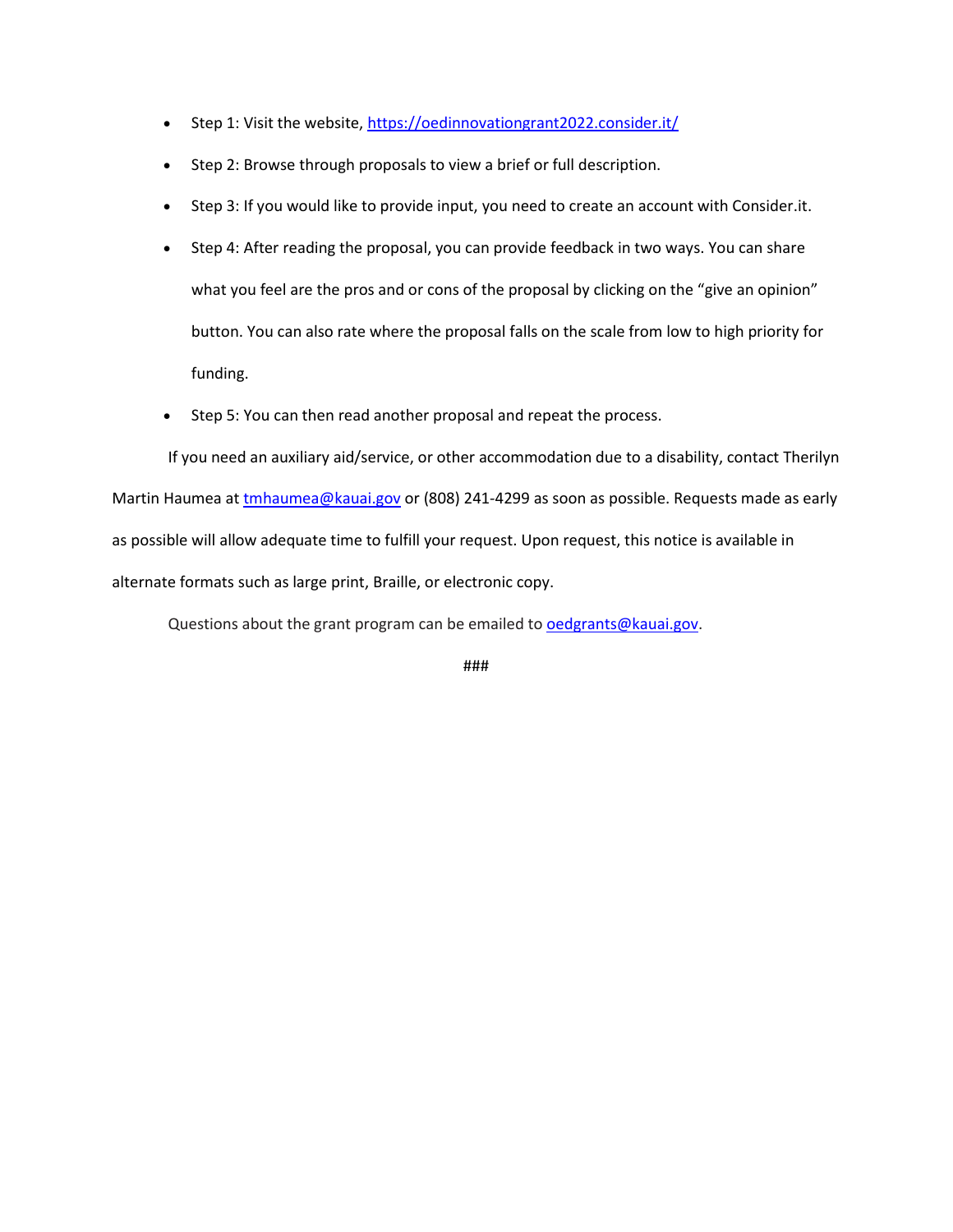- Step 1: Visit the website, https://oedinnovationgrant2022.consider.it/
- Step 2: Browse through proposals to view a brief or full description.
- Step 3: If you would like to provide input, you need to create an account with Consider.it.
- Step 4: After reading the proposal, you can provide feedback in two ways. You can share what you feel are the pros and or cons of the proposal by clicking on the "give an opinion" button. You can also rate where the proposal falls on the scale from low to high priority for funding.
- Step 5: You can then read another proposal and repeat the process.

If you need an auxiliary aid/service, or other accommodation due to a disability, contact Therilyn Martin Haumea at tmhaumea@kauai.gov or (808) 241-4299 as soon as possible. Requests made as early as possible will allow adequate time to fulfill your request. Upon request, this notice is available in alternate formats such as large print, Braille, or electronic copy.

Questions about the grant program can be emailed to oedgrants@kauai.gov.

###